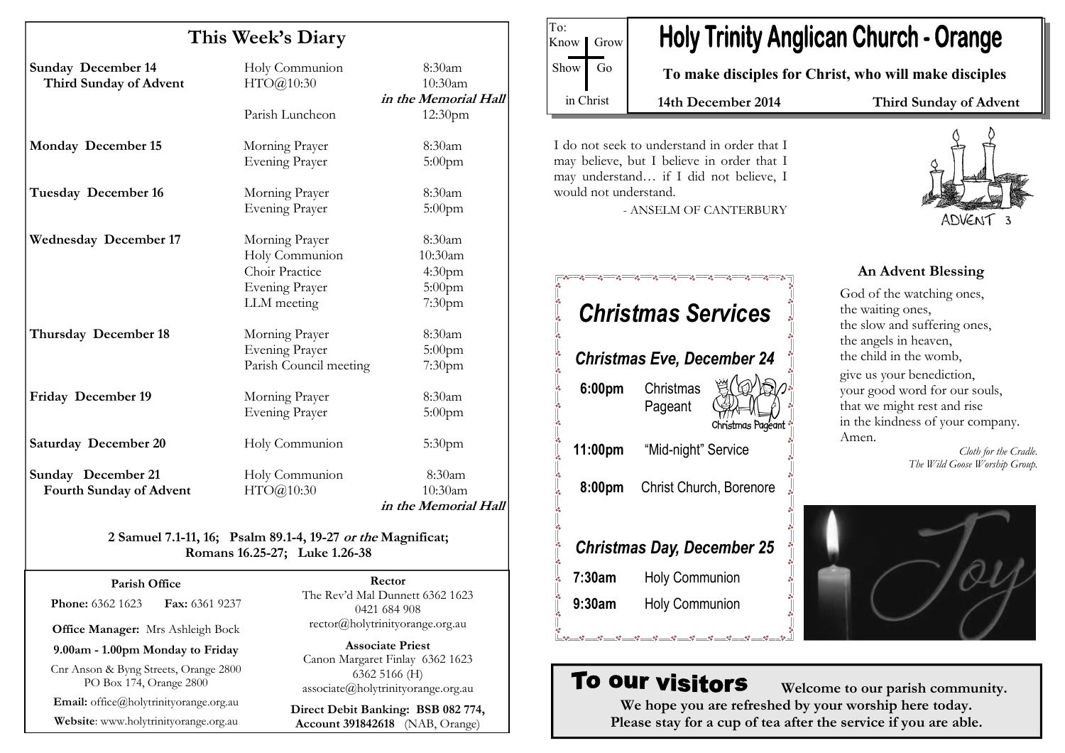# This Week's Diary

| | | |
|---|---|---|
| **Sunday December 14** | Holy Communion | 8:30am |
| **Third Sunday of Advent** | HTO@10:30 | 10:30am |
| | | *in the Memorial Hall* |
| | Parish Luncheon | 12:30pm |
| **Monday December 15** | Morning Prayer | 8:30am |
| | Evening Prayer | 5:00pm |
| **Tuesday December 16** | Morning Prayer | 8:30am |
| | Evening Prayer | 5:00pm |
| **Wednesday December 17** | Morning Prayer | 8:30am |
| | Holy Communion | 10:30am |
| | Choir Practice | 4:30pm |
| | Evening Prayer | 5:00pm |
| | LLM meeting | 7:30pm |
| **Thursday December 18** | Morning Prayer | 8:30am |
| | Evening Prayer | 5:00pm |
| | Parish Council meeting | 7:30pm |
| **Friday December 19** | Morning Prayer | 8:30am |
| | Evening Prayer | 5:00pm |
| **Saturday December 20** | Holy Communion | 5:30pm |
| **Sunday December 21** | Holy Communion | 8:30am |
| **Fourth Sunday of Advent** | HTO@10:30 | 10:30am |
| | | *in the Memorial Hall* |

**2 Samuel 7.1-11, 16; Psalm 89.1-4, 19-27 *or the* Magnificat; Romans 16.25-27; Luke 1.26-38**

**Parish Office**

**Phone:** 6362 1623 **Fax:** 6361 9237

**Office Manager:** Mrs Ashleigh Bock

**9.00am - 1.00pm Monday to Friday**

Cnr Anson & Byng Streets, Orange 2800
PO Box 174, Orange 2800

**Email:** office@holytrinityorange.org.au

**Website**: www.holytrinityorange.org.au

**Rector**

The Rev'd Mal Dunnett 6362 1623
0421 684 908
rector@holytrinityorange.org.au

**Associate Priest**

Canon Margaret Finlay 6362 1623
6362 5166 (H)
associate@holytrinityorange.org.au

**Direct Debit Banking: BSB 082 774, Account 391842618** (NAB, Orange)

To: Know | Grow | Show | Go in Christ

# Holy Trinity Anglican Church - Orange

**To make disciples for Christ, who will make disciples**

**14th December 2014** **Third Sunday of Advent**

I do not seek to understand in order that I may believe, but I believe in order that I may understand… if I did not believe, I would not understand.

- ANSELM OF CANTERBURY

ADVENT 3

## *Christmas Services*

### *Christmas Eve, December 24*

**6:00pm** Christmas Pageant

**11:00pm** "Mid-night" Service

**8:00pm** Christ Church, Borenore

### *Christmas Day, December 25*

**7:30am** Holy Communion

**9:30am** Holy Communion

### An Advent Blessing

God of the watching ones,
the waiting ones,
the slow and suffering ones,
the angels in heaven,
the child in the womb,
give us your benediction,
your good word for our souls,
that we might rest and rise
in the kindness of your company.
Amen.

*Cloth for the Cradle.*
*The Wild Goose Worship Group.*

Joy

## To our visitors

**Welcome to our parish community.**
**We hope you are refreshed by your worship here today.**
**Please stay for a cup of tea after the service if you are able.**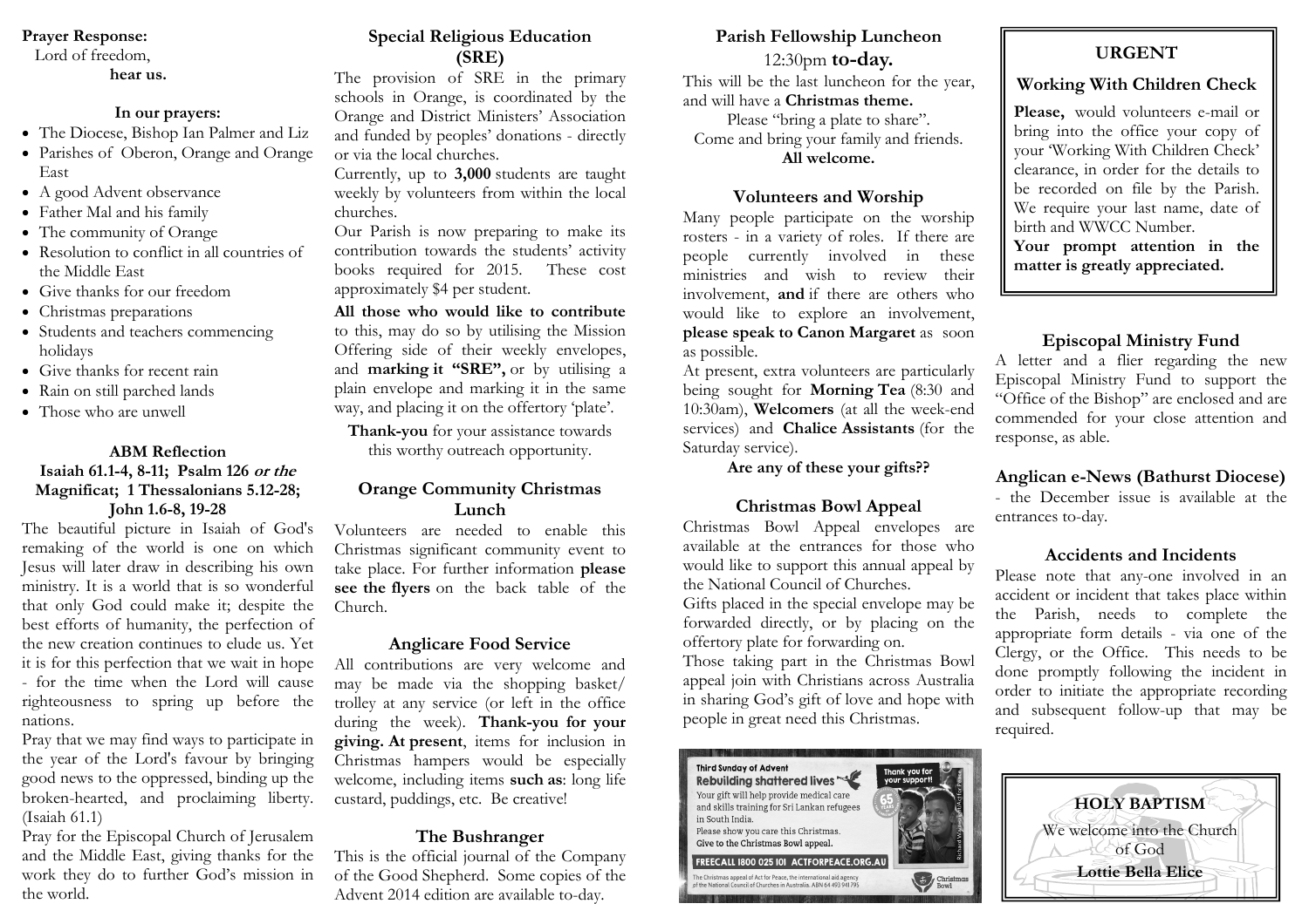**Prayer Response:**
Lord of freedom,
**hear us.**

**In our prayers:**

- The Diocese, Bishop Ian Palmer and Liz
- Parishes of Oberon, Orange and Orange East
- A good Advent observance
- Father Mal and his family
- The community of Orange
- Resolution to conflict in all countries of the Middle East
- Give thanks for our freedom
- Christmas preparations
- Students and teachers commencing holidays
- Give thanks for recent rain
- Rain on still parched lands
- Those who are unwell

### ABM Reflection

**Isaiah 61.1-4, 8-11; Psalm 126 *or the* Magnificat; 1 Thessalonians 5.12-28; John 1.6-8, 19-28**

The beautiful picture in Isaiah of God's remaking of the world is one on which Jesus will later draw in describing his own ministry. It is a world that is so wonderful that only God could make it; despite the best efforts of humanity, the perfection of the new creation continues to elude us. Yet it is for this perfection that we wait in hope - for the time when the Lord will cause righteousness to spring up before the nations.

Pray that we may find ways to participate in the year of the Lord's favour by bringing good news to the oppressed, binding up the broken-hearted, and proclaiming liberty. (Isaiah 61.1)

Pray for the Episcopal Church of Jerusalem and the Middle East, giving thanks for the work they do to further God's mission in the world.

### Special Religious Education (SRE)

The provision of SRE in the primary schools in Orange, is coordinated by the Orange and District Ministers' Association and funded by peoples' donations - directly or via the local churches.

Currently, up to **3,000** students are taught weekly by volunteers from within the local churches.

Our Parish is now preparing to make its contribution towards the students' activity books required for 2015. These cost approximately $4 per student.

**All those who would like to contribute** to this, may do so by utilising the Mission Offering side of their weekly envelopes, and **marking it "SRE",** or by utilising a plain envelope and marking it in the same way, and placing it on the offertory 'plate'.

**Thank-you** for your assistance towards this worthy outreach opportunity.

### Orange Community Christmas Lunch

Volunteers are needed to enable this Christmas significant community event to take place. For further information **please see the flyers** on the back table of the Church.

### Anglicare Food Service

All contributions are very welcome and may be made via the shopping basket/ trolley at any service (or left in the office during the week). **Thank-you for your giving. At present**, items for inclusion in Christmas hampers would be especially welcome, including items **such as**: long life custard, puddings, etc. Be creative!

### The Bushranger

This is the official journal of the Company of the Good Shepherd. Some copies of the Advent 2014 edition are available to-day.

### Parish Fellowship Luncheon

12:30pm **to-day.**

This will be the last luncheon for the year, and will have a **Christmas theme.**

Please "bring a plate to share".
Come and bring your family and friends.
**All welcome.**

### Volunteers and Worship

Many people participate on the worship rosters - in a variety of roles. If there are people currently involved in these ministries and wish to review their involvement, **and** if there are others who would like to explore an involvement, **please speak to Canon Margaret** as soon as possible.

At present, extra volunteers are particularly being sought for **Morning Tea** (8:30 and 10:30am), **Welcomers** (at all the week-end services) and **Chalice Assistants** (for the Saturday service).

**Are any of these your gifts??**

### Christmas Bowl Appeal

Christmas Bowl Appeal envelopes are available at the entrances for those who would like to support this annual appeal by the National Council of Churches.

Gifts placed in the special envelope may be forwarded directly, or by placing on the offertory plate for forwarding on.

Those taking part in the Christmas Bowl appeal join with Christians across Australia in sharing God's gift of love and hope with people in great need this Christmas.

**Third Sunday of Advent**
**Rebuilding shattered lives**
Your gift will help provide medical care and skills training for Sri Lankan refugees in South India.
Please show you care this Christmas.
Give to the Christmas Bowl appeal.
Thank you for your support!
FREECALL 1800 025 101 ACTFORPEACE.ORG.AU
The Christmas appeal of Act for Peace, the international aid agency of the National Council of Churches in Australia. ABN 64 493 941 795

### URGENT

### Working With Children Check

**Please,** would volunteers e-mail or bring into the office your copy of your 'Working With Children Check' clearance, in order for the details to be recorded on file by the Parish. We require your last name, date of birth and WWCC Number.

**Your prompt attention in the matter is greatly appreciated.**

### Episcopal Ministry Fund

A letter and a flier regarding the new Episcopal Ministry Fund to support the "Office of the Bishop" are enclosed and are commended for your close attention and response, as able.

### Anglican e-News (Bathurst Diocese)

- the December issue is available at the entrances to-day.

### Accidents and Incidents

Please note that any-one involved in an accident or incident that takes place within the Parish, needs to complete the appropriate form details - via one of the Clergy, or the Office. This needs to be done promptly following the incident in order to initiate the appropriate recording and subsequent follow-up that may be required.

### HOLY BAPTISM

We welcome into the Church of God

**Lottie Bella Elice**